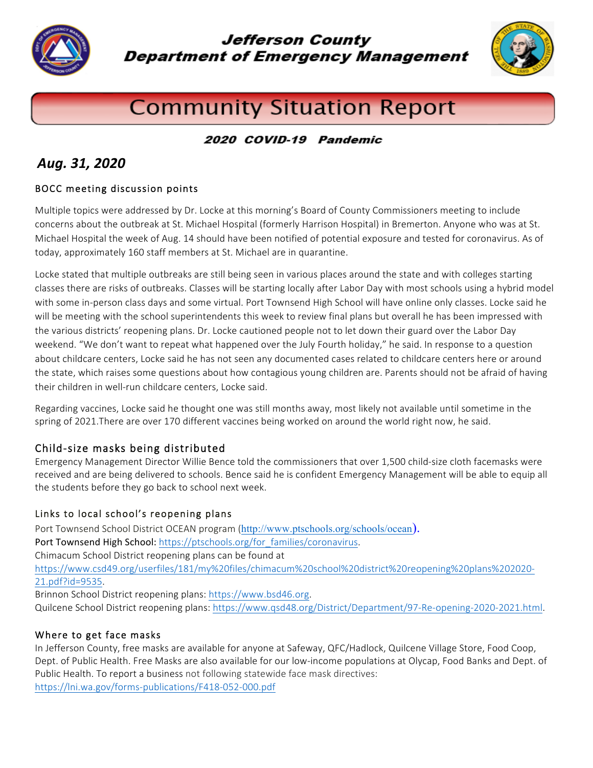# Jefferson County Department of Emergency Management

## Community Situation Report

**2020 COVID-19 Pandemic**

***Aug. 31, 2020***

### BOCC meeting discussion points

Multiple topics were addressed by Dr. Locke at this morning's Board of County Commissioners meeting to include concerns about the outbreak at St. Michael Hospital (formerly Harrison Hospital) in Bremerton. Anyone who was at St. Michael Hospital the week of Aug. 14 should have been notified of potential exposure and tested for coronavirus. As of today, approximately 160 staff members at St. Michael are in quarantine.

Locke stated that multiple outbreaks are still being seen in various places around the state and with colleges starting classes there are risks of outbreaks. Classes will be starting locally after Labor Day with most schools using a hybrid model with some in-person class days and some virtual. Port Townsend High School will have online only classes. Locke said he will be meeting with the school superintendents this week to review final plans but overall he has been impressed with the various districts' reopening plans. Dr. Locke cautioned people not to let down their guard over the Labor Day weekend. "We don't want to repeat what happened over the July Fourth holiday," he said. In response to a question about childcare centers, Locke said he has not seen any documented cases related to childcare centers here or around the state, which raises some questions about how contagious young children are. Parents should not be afraid of having their children in well-run childcare centers, Locke said.

Regarding vaccines, Locke said he thought one was still months away, most likely not available until sometime in the spring of 2021.There are over 170 different vaccines being worked on around the world right now, he said.

### Child-size masks being distributed

Emergency Management Director Willie Bence told the commissioners that over 1,500 child-size cloth facemasks were received and are being delivered to schools. Bence said he is confident Emergency Management will be able to equip all the students before they go back to school next week.

### Links to local school's reopening plans

Port Townsend School District OCEAN program (http://www.ptschools.org/schools/ocean).
Port Townsend High School: https://ptschools.org/for_families/coronavirus.
Chimacum School District reopening plans can be found at https://www.csd49.org/userfiles/181/my%20files/chimacum%20school%20district%20reopening%20plans%202020-21.pdf?id=9535.
Brinnon School District reopening plans: https://www.bsd46.org.
Quilcene School District reopening plans: https://www.qsd48.org/District/Department/97-Re-opening-2020-2021.html.

### Where to get face masks

In Jefferson County, free masks are available for anyone at Safeway, QFC/Hadlock, Quilcene Village Store, Food Coop, Dept. of Public Health. Free Masks are also available for our low-income populations at Olycap, Food Banks and Dept. of Public Health. To report a business not following statewide face mask directives: https://lni.wa.gov/forms-publications/F418-052-000.pdf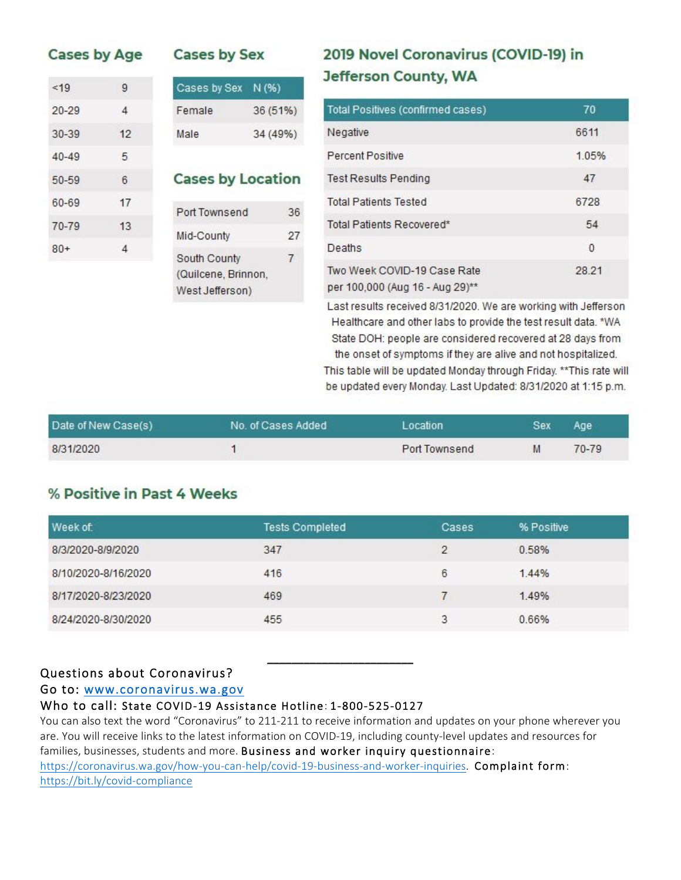## Cases by Age

| | |
|---|---|
| <19 | 9 |
| 20-29 | 4 |
| 30-39 | 12 |
| 40-49 | 5 |
| 50-59 | 6 |
| 60-69 | 17 |
| 70-79 | 13 |
| 80+ | 4 |

## Cases by Sex

| Cases by Sex | N (%) |
|---|---|
| Female | 36 (51%) |
| Male | 34 (49%) |

## Cases by Location

| | |
|---|---|
| Port Townsend | 36 |
| Mid-County | 27 |
| South County (Quilcene, Brinnon, West Jefferson) | 7 |

## 2019 Novel Coronavirus (COVID-19) in Jefferson County, WA

| Total Positives (confirmed cases) | 70 |
|---|---|
| Negative | 6611 |
| Percent Positive | 1.05% |
| Test Results Pending | 47 |
| Total Patients Tested | 6728 |
| Total Patients Recovered* | 54 |
| Deaths | 0 |
| Two Week COVID-19 Case Rate per 100,000 (Aug 16 - Aug 29)** | 28.21 |

Last results received 8/31/2020. We are working with Jefferson Healthcare and other labs to provide the test result data. *WA State DOH: people are considered recovered at 28 days from the onset of symptoms if they are alive and not hospitalized. This table will be updated Monday through Friday. **This rate will be updated every Monday. Last Updated: 8/31/2020 at 1:15 p.m.

| Date of New Case(s) | No. of Cases Added | Location | Sex | Age |
|---|---|---|---|---|
| 8/31/2020 | 1 | Port Townsend | M | 70-79 |

## % Positive in Past 4 Weeks

| Week of: | Tests Completed | Cases | % Positive |
|---|---|---|---|
| 8/3/2020-8/9/2020 | 347 | 2 | 0.58% |
| 8/10/2020-8/16/2020 | 416 | 6 | 1.44% |
| 8/17/2020-8/23/2020 | 469 | 7 | 1.49% |
| 8/24/2020-8/30/2020 | 455 | 3 | 0.66% |

---

Questions about Coronavirus?
Go to: [www.coronavirus.wa.gov](http://www.coronavirus.wa.gov)
Who to call: State COVID-19 Assistance Hotline: 1-800-525-0127
You can also text the word "Coronavirus" to 211-211 to receive information and updates on your phone wherever you are. You will receive links to the latest information on COVID-19, including county-level updates and resources for families, businesses, students and more. Business and worker inquiry questionnaire: [https://coronavirus.wa.gov/how-you-can-help/covid-19-business-and-worker-inquiries](https://coronavirus.wa.gov/how-you-can-help/covid-19-business-and-worker-inquiries). Complaint form: [https://bit.ly/covid-compliance](https://bit.ly/covid-compliance)